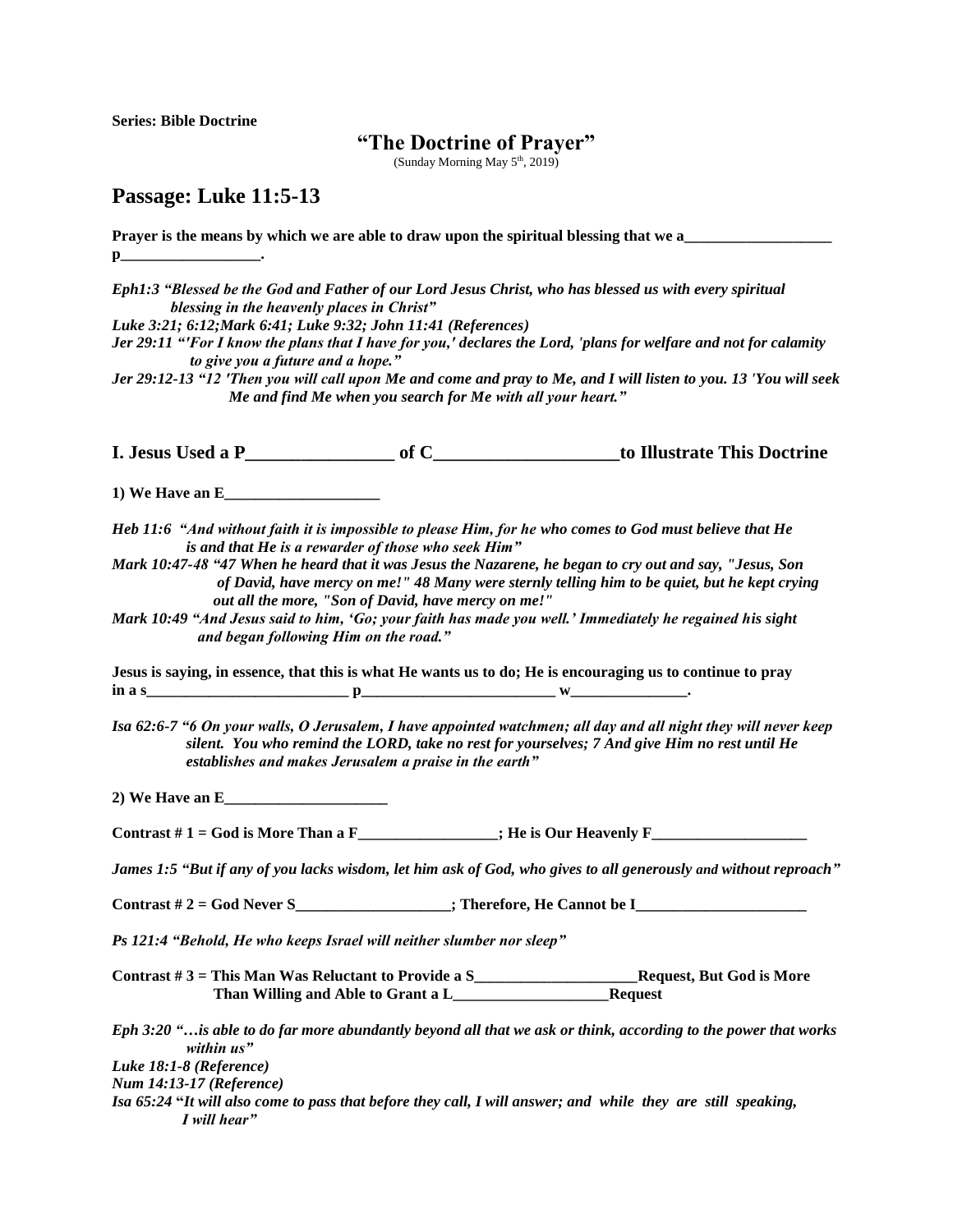**Series: Bible Doctrine**

# "The Doctrine of Prayer"

(Sunday Morning May 5th, 2019)

## Passage: Luke 11:5-13

**Prayer is the means by which we are able to draw upon the spiritual blessing that we a___________________ p__________________.**

***Eph1:3 "Blessed be the God and Father of our Lord Jesus Christ, who has blessed us with every spiritual blessing in the heavenly places in Christ"***
***Luke 3:21; 6:12;Mark 6:41; Luke 9:32; John 11:41 (References)***
***Jer 29:11 "'For I know the plans that I have for you,' declares the Lord, 'plans for welfare and not for calamity to give you a future and a hope."***
***Jer 29:12-13 "12 'Then you will call upon Me and come and pray to Me, and I will listen to you. 13 'You will seek Me and find Me when you search for Me with all your heart."***

## I. Jesus Used a P________________ of C____________________to Illustrate This Doctrine

**1) We Have an E____________________**

***Heb 11:6 "And without faith it is impossible to please Him, for he who comes to God must believe that He is and that He is a rewarder of those who seek Him"***
***Mark 10:47-48 "47 When he heard that it was Jesus the Nazarene, he began to cry out and say, "Jesus, Son of David, have mercy on me!" 48 Many were sternly telling him to be quiet, but he kept crying out all the more, "Son of David, have mercy on me!"***
***Mark 10:49 "And Jesus said to him, 'Go; your faith has made you well.' Immediately he regained his sight and began following Him on the road."***

**Jesus is saying, in essence, that this is what He wants us to do; He is encouraging us to continue to pray in a s__________________________ p_________________________ w_______________.**

***Isa 62:6-7 "6 On your walls, O Jerusalem, I have appointed watchmen; all day and all night they will never keep silent. You who remind the LORD, take no rest for yourselves; 7 And give Him no rest until He establishes and makes Jerusalem a praise in the earth"***

**2) We Have an E_____________________**

**Contrast # 1 = God is More Than a F__________________; He is Our Heavenly F____________________**

***James 1:5 "But if any of you lacks wisdom, let him ask of God, who gives to all generously and without reproach"***

**Contrast # 2 = God Never S____________________; Therefore, He Cannot be I______________________**

***Ps 121:4 "Behold, He who keeps Israel will neither slumber nor sleep"***

**Contrast # 3 = This Man Was Reluctant to Provide a S_____________________Request, But God is More Than Willing and Able to Grant a L____________________Request**

***Eph 3:20 "…is able to do far more abundantly beyond all that we ask or think, according to the power that works within us"***
***Luke 18:1-8 (Reference)***
***Num 14:13-17 (Reference)***
***Isa 65:24 "It will also come to pass that before they call, I will answer; and while they are still speaking, I will hear"***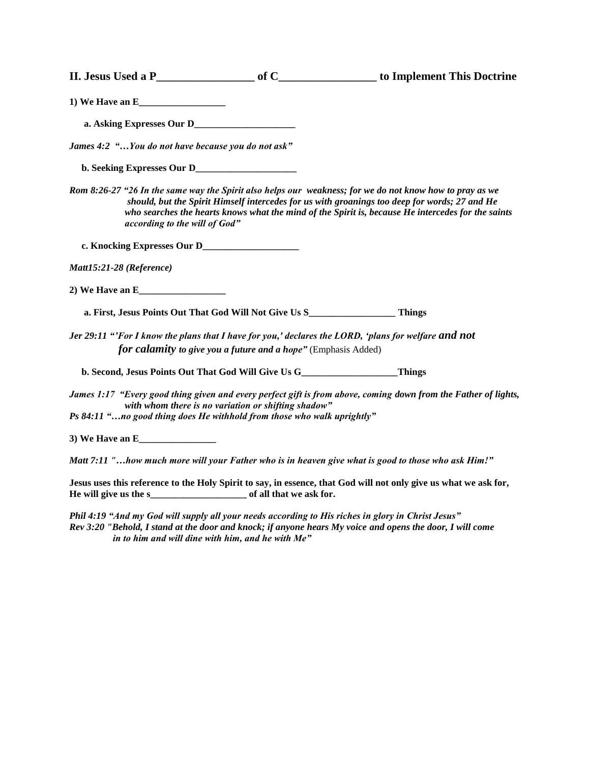## II. Jesus Used a P_________________ of C_________________ to Implement This Doctrine

**1) We Have an E__________________**

**a. Asking Expresses Our D_____________________**

***James 4:2 "…You do not have because you do not ask"***

**b. Seeking Expresses Our D_____________________**

***Rom 8:26-27 "26 In the same way the Spirit also helps our weakness; for we do not know how to pray as we should, but the Spirit Himself intercedes for us with groanings too deep for words; 27 and He who searches the hearts knows what the mind of the Spirit is, because He intercedes for the saints according to the will of God"***

**c. Knocking Expresses Our D____________________**

***Matt15:21-28 (Reference)***

**2) We Have an E__________________**

**a. First, Jesus Points Out That God Will Not Give Us S__________________ Things**

***Jer 29:11 "'For I know the plans that I have for you,' declares the LORD, 'plans for welfare and not for calamity to give you a future and a hope"*** (Emphasis Added)

**b. Second, Jesus Points Out That God Will Give Us G____________________Things**

***James 1:17 "Every good thing given and every perfect gift is from above, coming down from the Father of lights, with whom there is no variation or shifting shadow"***
***Ps 84:11 "…no good thing does He withhold from those who walk uprightly"***

**3) We Have an E________________**

***Matt 7:11 "…how much more will your Father who is in heaven give what is good to those who ask Him!"***

**Jesus uses this reference to the Holy Spirit to say, in essence, that God will not only give us what we ask for, He will give us the s____________________ of all that we ask for.**

***Phil 4:19 "And my God will supply all your needs according to His riches in glory in Christ Jesus"***
***Rev 3:20 "Behold, I stand at the door and knock; if anyone hears My voice and opens the door, I will come in to him and will dine with him, and he with Me"***